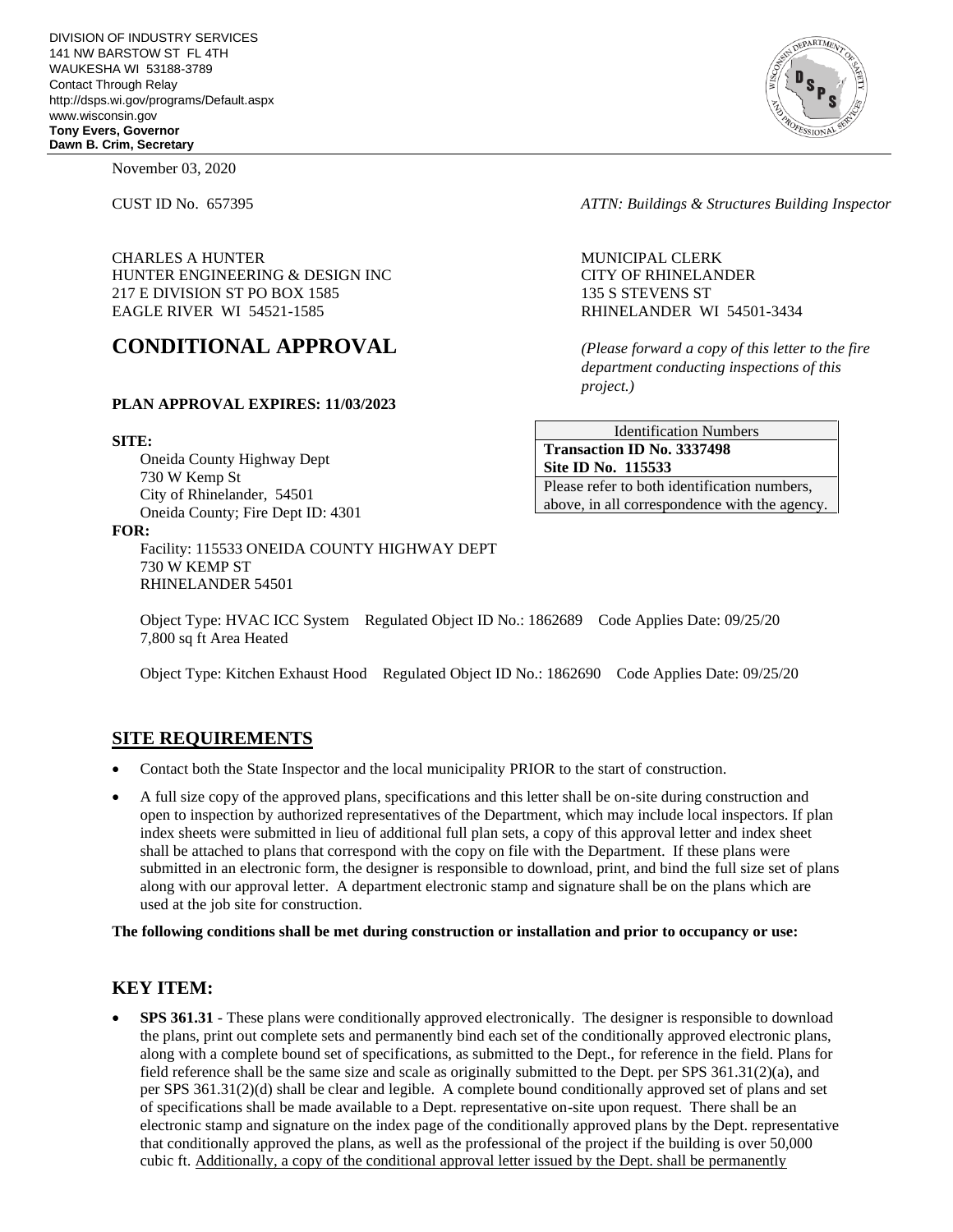DIVISION OF INDUSTRY SERVICES
141 NW BARSTOW ST FL 4TH
WAUKESHA WI 53188-3789
Contact Through Relay
http://dsps.wi.gov/programs/Default.aspx
www.wisconsin.gov
**Tony Evers, Governor**
**Dawn B. Crim, Secretary**

November 03, 2020

CUST ID No. 657395

*ATTN: Buildings & Structures Building Inspector*

CHARLES A HUNTER
HUNTER ENGINEERING & DESIGN INC
217 E DIVISION ST PO BOX 1585
EAGLE RIVER WI 54521-1585

MUNICIPAL CLERK
CITY OF RHINELANDER
135 S STEVENS ST
RHINELANDER WI 54501-3434

# CONDITIONAL APPROVAL

*(Please forward a copy of this letter to the fire department conducting inspections of this project.)*

**PLAN APPROVAL EXPIRES: 11/03/2023**

| Identification Numbers |
|---|
| **Transaction ID No. 3337498** |
| **Site ID No. 115533** |
| Please refer to both identification numbers, above, in all correspondence with the agency. |

**SITE:**

Oneida County Highway Dept
730 W Kemp St
City of Rhinelander, 54501
Oneida County; Fire Dept ID: 4301

**FOR:**

Facility: 115533 ONEIDA COUNTY HIGHWAY DEPT
730 W KEMP ST
RHINELANDER 54501

Object Type: HVAC ICC System Regulated Object ID No.: 1862689 Code Applies Date: 09/25/20
7,800 sq ft Area Heated

Object Type: Kitchen Exhaust Hood Regulated Object ID No.: 1862690 Code Applies Date: 09/25/20

## SITE REQUIREMENTS

- Contact both the State Inspector and the local municipality PRIOR to the start of construction.
- A full size copy of the approved plans, specifications and this letter shall be on-site during construction and open to inspection by authorized representatives of the Department, which may include local inspectors. If plan index sheets were submitted in lieu of additional full plan sets, a copy of this approval letter and index sheet shall be attached to plans that correspond with the copy on file with the Department. If these plans were submitted in an electronic form, the designer is responsible to download, print, and bind the full size set of plans along with our approval letter. A department electronic stamp and signature shall be on the plans which are used at the job site for construction.

**The following conditions shall be met during construction or installation and prior to occupancy or use:**

## KEY ITEM:

- **SPS 361.31** - These plans were conditionally approved electronically. The designer is responsible to download the plans, print out complete sets and permanently bind each set of the conditionally approved electronic plans, along with a complete bound set of specifications, as submitted to the Dept., for reference in the field. Plans for field reference shall be the same size and scale as originally submitted to the Dept. per SPS 361.31(2)(a), and per SPS 361.31(2)(d) shall be clear and legible. A complete bound conditionally approved set of plans and set of specifications shall be made available to a Dept. representative on-site upon request. There shall be an electronic stamp and signature on the index page of the conditionally approved plans by the Dept. representative that conditionally approved the plans, as well as the professional of the project if the building is over 50,000 cubic ft. Additionally, a copy of the conditional approval letter issued by the Dept. shall be permanently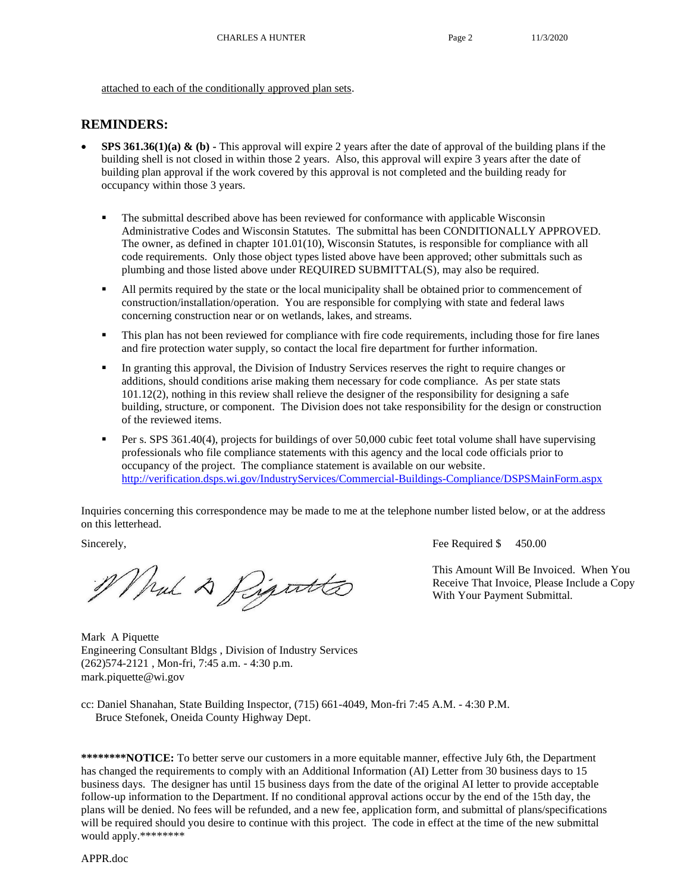attached to each of the conditionally approved plan sets.

## REMINDERS:

- **SPS 361.36(1)(a) & (b)** - This approval will expire 2 years after the date of approval of the building plans if the building shell is not closed in within those 2 years. Also, this approval will expire 3 years after the date of building plan approval if the work covered by this approval is not completed and the building ready for occupancy within those 3 years.

  - The submittal described above has been reviewed for conformance with applicable Wisconsin Administrative Codes and Wisconsin Statutes. The submittal has been CONDITIONALLY APPROVED. The owner, as defined in chapter 101.01(10), Wisconsin Statutes, is responsible for compliance with all code requirements. Only those object types listed above have been approved; other submittals such as plumbing and those listed above under REQUIRED SUBMITTAL(S), may also be required.
  - All permits required by the state or the local municipality shall be obtained prior to commencement of construction/installation/operation. You are responsible for complying with state and federal laws concerning construction near or on wetlands, lakes, and streams.
  - This plan has not been reviewed for compliance with fire code requirements, including those for fire lanes and fire protection water supply, so contact the local fire department for further information.
  - In granting this approval, the Division of Industry Services reserves the right to require changes or additions, should conditions arise making them necessary for code compliance. As per state stats 101.12(2), nothing in this review shall relieve the designer of the responsibility for designing a safe building, structure, or component. The Division does not take responsibility for the design or construction of the reviewed items.
  - Per s. SPS 361.40(4), projects for buildings of over 50,000 cubic feet total volume shall have supervising professionals who file compliance statements with this agency and the local code officials prior to occupancy of the project. The compliance statement is available on our website. http://verification.dsps.wi.gov/IndustryServices/Commercial-Buildings-Compliance/DSPSMainForm.aspx

Inquiries concerning this correspondence may be made to me at the telephone number listed below, or at the address on this letterhead.

Sincerely,

Fee Required $ 450.00

This Amount Will Be Invoiced. When You Receive That Invoice, Please Include a Copy With Your Payment Submittal.

Mark A Piquette
Engineering Consultant Bldgs , Division of Industry Services
(262)574-2121 , Mon-fri, 7:45 a.m. - 4:30 p.m.
mark.piquette@wi.gov

cc: Daniel Shanahan, State Building Inspector, (715) 661-4049, Mon-fri 7:45 A.M. - 4:30 P.M.
Bruce Stefonek, Oneida County Highway Dept.

**********NOTICE:** To better serve our customers in a more equitable manner, effective July 6th, the Department has changed the requirements to comply with an Additional Information (AI) Letter from 30 business days to 15 business days. The designer has until 15 business days from the date of the original AI letter to provide acceptable follow-up information to the Department. If no conditional approval actions occur by the end of the 15th day, the plans will be denied. No fees will be refunded, and a new fee, application form, and submittal of plans/specifications will be required should you desire to continue with this project. The code in effect at the time of the new submittal would apply.********

APPR.doc